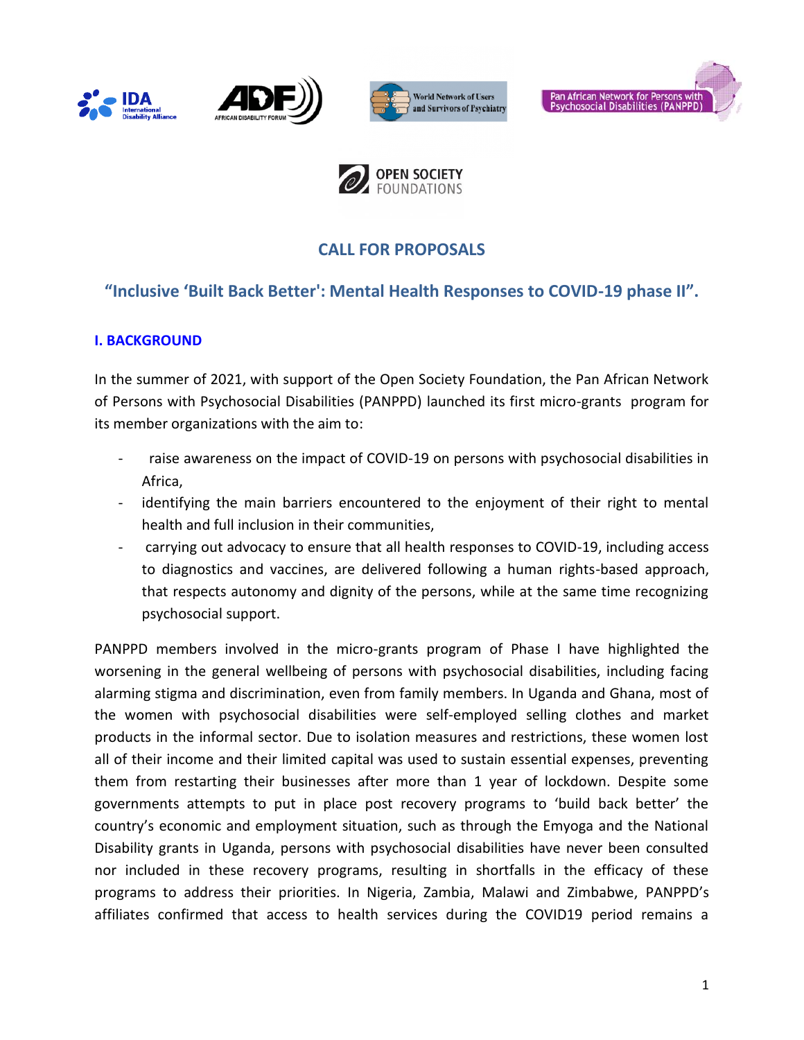# CALL FOR PROPOSALS

## "Inclusive 'Built Back Better': Mental Health Responses to COVID-19 phase II".

### I. BACKGROUND

In the summer of 2021, with support of the Open Society Foundation, the Pan African Network of Persons with Psychosocial Disabilities (PANPPD) launched its first micro-grants program for its member organizations with the aim to:

- raise awareness on the impact of COVID-19 on persons with psychosocial disabilities in Africa,
- identifying the main barriers encountered to the enjoyment of their right to mental health and full inclusion in their communities,
- carrying out advocacy to ensure that all health responses to COVID-19, including access to diagnostics and vaccines, are delivered following a human rights-based approach, that respects autonomy and dignity of the persons, while at the same time recognizing psychosocial support.

PANPPD members involved in the micro-grants program of Phase I have highlighted the worsening in the general wellbeing of persons with psychosocial disabilities, including facing alarming stigma and discrimination, even from family members. In Uganda and Ghana, most of the women with psychosocial disabilities were self-employed selling clothes and market products in the informal sector. Due to isolation measures and restrictions, these women lost all of their income and their limited capital was used to sustain essential expenses, preventing them from restarting their businesses after more than 1 year of lockdown. Despite some governments attempts to put in place post recovery programs to 'build back better' the country's economic and employment situation, such as through the Emyoga and the National Disability grants in Uganda, persons with psychosocial disabilities have never been consulted nor included in these recovery programs, resulting in shortfalls in the efficacy of these programs to address their priorities. In Nigeria, Zambia, Malawi and Zimbabwe, PANPPD's affiliates confirmed that access to health services during the COVID19 period remains a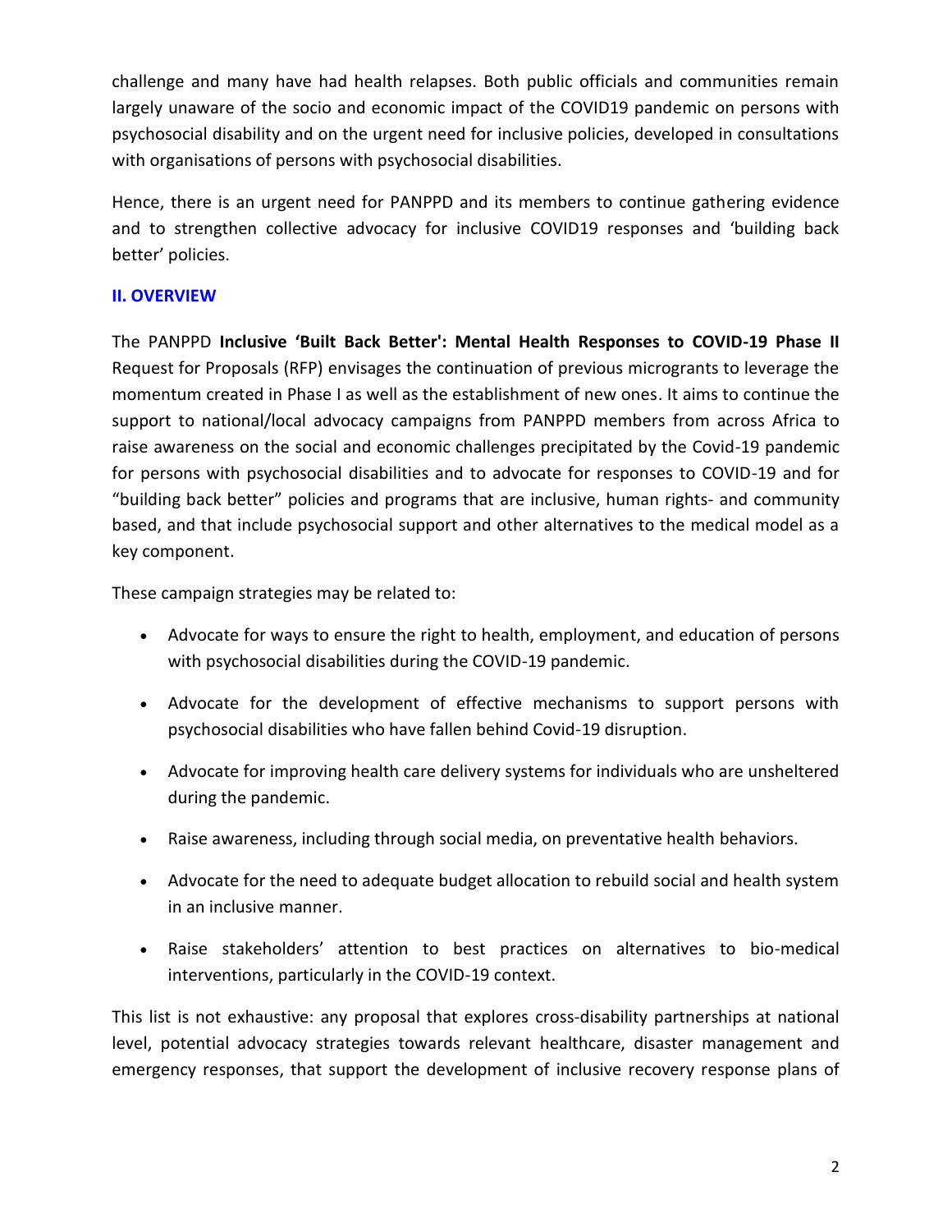challenge and many have had health relapses. Both public officials and communities remain largely unaware of the socio and economic impact of the COVID19 pandemic on persons with psychosocial disability and on the urgent need for inclusive policies, developed in consultations with organisations of persons with psychosocial disabilities.

Hence, there is an urgent need for PANPPD and its members to continue gathering evidence and to strengthen collective advocacy for inclusive COVID19 responses and 'building back better' policies.

## II. OVERVIEW

The PANPPD **Inclusive 'Built Back Better': Mental Health Responses to COVID-19 Phase II** Request for Proposals (RFP) envisages the continuation of previous microgrants to leverage the momentum created in Phase I as well as the establishment of new ones. It aims to continue the support to national/local advocacy campaigns from PANPPD members from across Africa to raise awareness on the social and economic challenges precipitated by the Covid-19 pandemic for persons with psychosocial disabilities and to advocate for responses to COVID-19 and for "building back better" policies and programs that are inclusive, human rights- and community based, and that include psychosocial support and other alternatives to the medical model as a key component.

These campaign strategies may be related to:

- Advocate for ways to ensure the right to health, employment, and education of persons with psychosocial disabilities during the COVID-19 pandemic.
- Advocate for the development of effective mechanisms to support persons with psychosocial disabilities who have fallen behind Covid-19 disruption.
- Advocate for improving health care delivery systems for individuals who are unsheltered during the pandemic.
- Raise awareness, including through social media, on preventative health behaviors.
- Advocate for the need to adequate budget allocation to rebuild social and health system in an inclusive manner.
- Raise stakeholders' attention to best practices on alternatives to bio-medical interventions, particularly in the COVID-19 context.

This list is not exhaustive: any proposal that explores cross-disability partnerships at national level, potential advocacy strategies towards relevant healthcare, disaster management and emergency responses, that support the development of inclusive recovery response plans of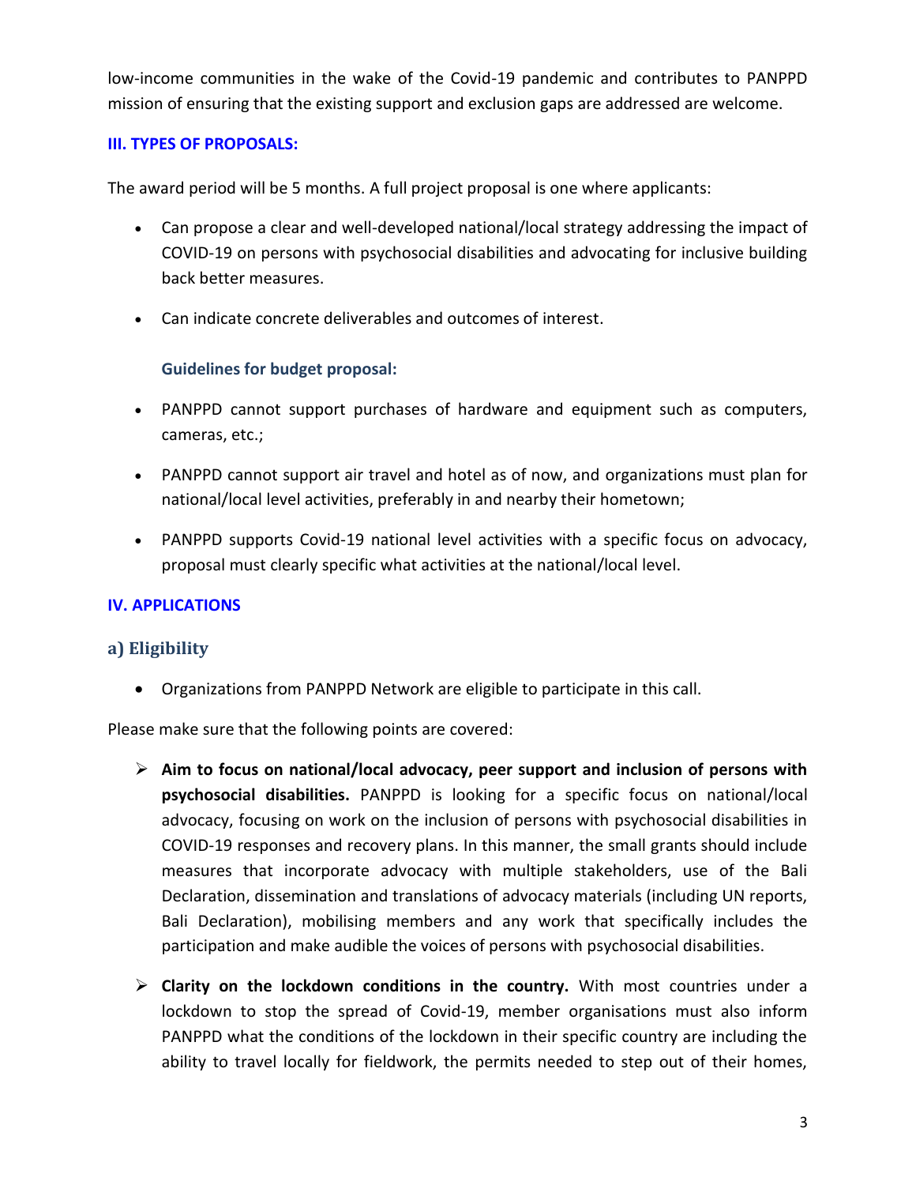low-income communities in the wake of the Covid-19 pandemic and contributes to PANPPD mission of ensuring that the existing support and exclusion gaps are addressed are welcome.

### III. TYPES OF PROPOSALS:

The award period will be 5 months. A full project proposal is one where applicants:

- Can propose a clear and well-developed national/local strategy addressing the impact of COVID-19 on persons with psychosocial disabilities and advocating for inclusive building back better measures.
- Can indicate concrete deliverables and outcomes of interest.

**Guidelines for budget proposal:**

- PANPPD cannot support purchases of hardware and equipment such as computers, cameras, etc.;
- PANPPD cannot support air travel and hotel as of now, and organizations must plan for national/local level activities, preferably in and nearby their hometown;
- PANPPD supports Covid-19 national level activities with a specific focus on advocacy, proposal must clearly specific what activities at the national/local level.

### IV. APPLICATIONS

#### a) Eligibility

- Organizations from PANPPD Network are eligible to participate in this call.

Please make sure that the following points are covered:

- **Aim to focus on national/local advocacy, peer support and inclusion of persons with psychosocial disabilities.** PANPPD is looking for a specific focus on national/local advocacy, focusing on work on the inclusion of persons with psychosocial disabilities in COVID-19 responses and recovery plans. In this manner, the small grants should include measures that incorporate advocacy with multiple stakeholders, use of the Bali Declaration, dissemination and translations of advocacy materials (including UN reports, Bali Declaration), mobilising members and any work that specifically includes the participation and make audible the voices of persons with psychosocial disabilities.
- **Clarity on the lockdown conditions in the country.** With most countries under a lockdown to stop the spread of Covid-19, member organisations must also inform PANPPD what the conditions of the lockdown in their specific country are including the ability to travel locally for fieldwork, the permits needed to step out of their homes,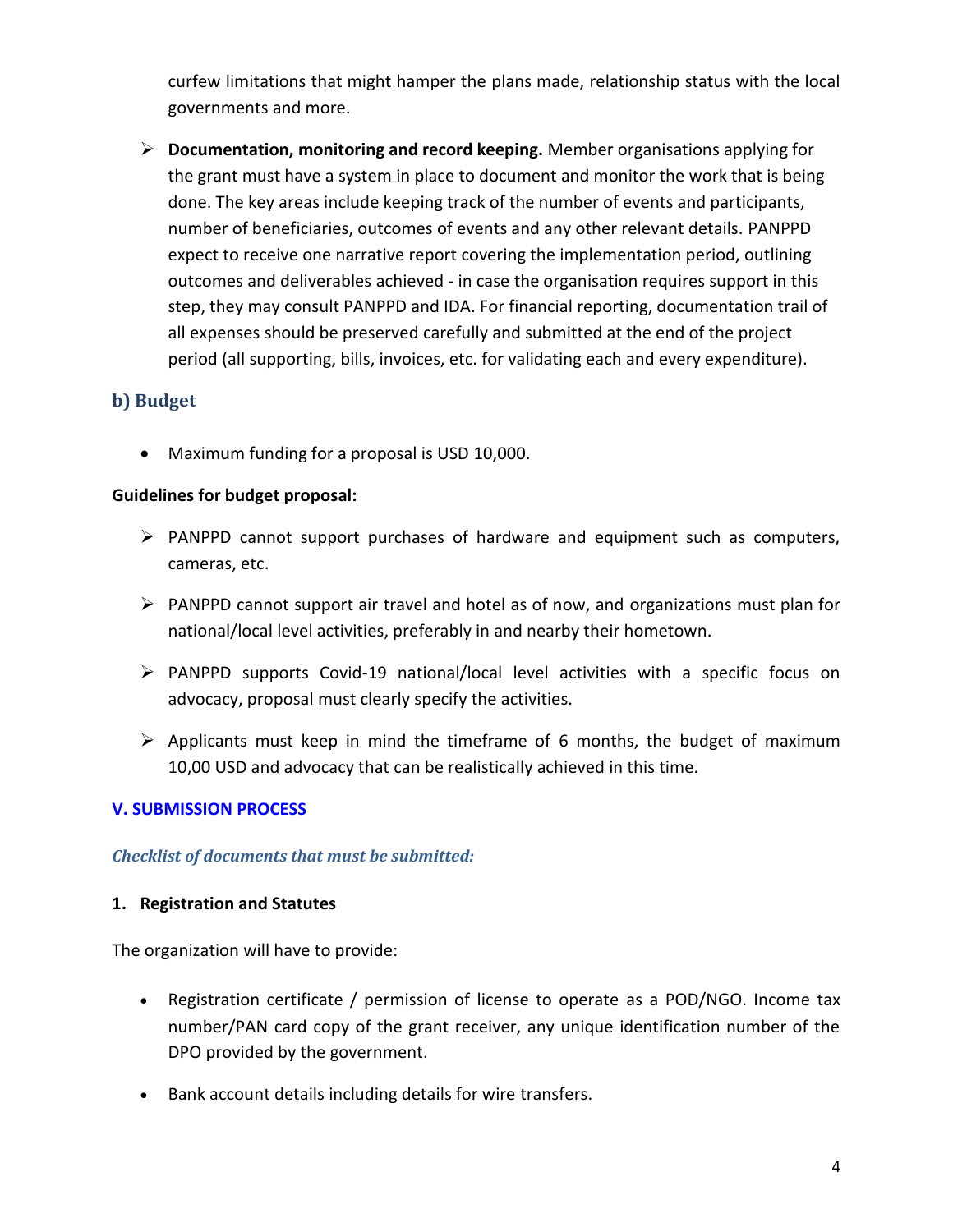curfew limitations that might hamper the plans made, relationship status with the local governments and more.

- **Documentation, monitoring and record keeping.** Member organisations applying for the grant must have a system in place to document and monitor the work that is being done. The key areas include keeping track of the number of events and participants, number of beneficiaries, outcomes of events and any other relevant details. PANPPD expect to receive one narrative report covering the implementation period, outlining outcomes and deliverables achieved - in case the organisation requires support in this step, they may consult PANPPD and IDA. For financial reporting, documentation trail of all expenses should be preserved carefully and submitted at the end of the project period (all supporting, bills, invoices, etc. for validating each and every expenditure).

### b) Budget

- Maximum funding for a proposal is USD 10,000.

**Guidelines for budget proposal:**

- PANPPD cannot support purchases of hardware and equipment such as computers, cameras, etc.
- PANPPD cannot support air travel and hotel as of now, and organizations must plan for national/local level activities, preferably in and nearby their hometown.
- PANPPD supports Covid-19 national/local level activities with a specific focus on advocacy, proposal must clearly specify the activities.
- Applicants must keep in mind the timeframe of 6 months, the budget of maximum 10,00 USD and advocacy that can be realistically achieved in this time.

## V. SUBMISSION PROCESS

***Checklist of documents that must be submitted:***

**1. Registration and Statutes**

The organization will have to provide:

- Registration certificate / permission of license to operate as a POD/NGO. Income tax number/PAN card copy of the grant receiver, any unique identification number of the DPO provided by the government.
- Bank account details including details for wire transfers.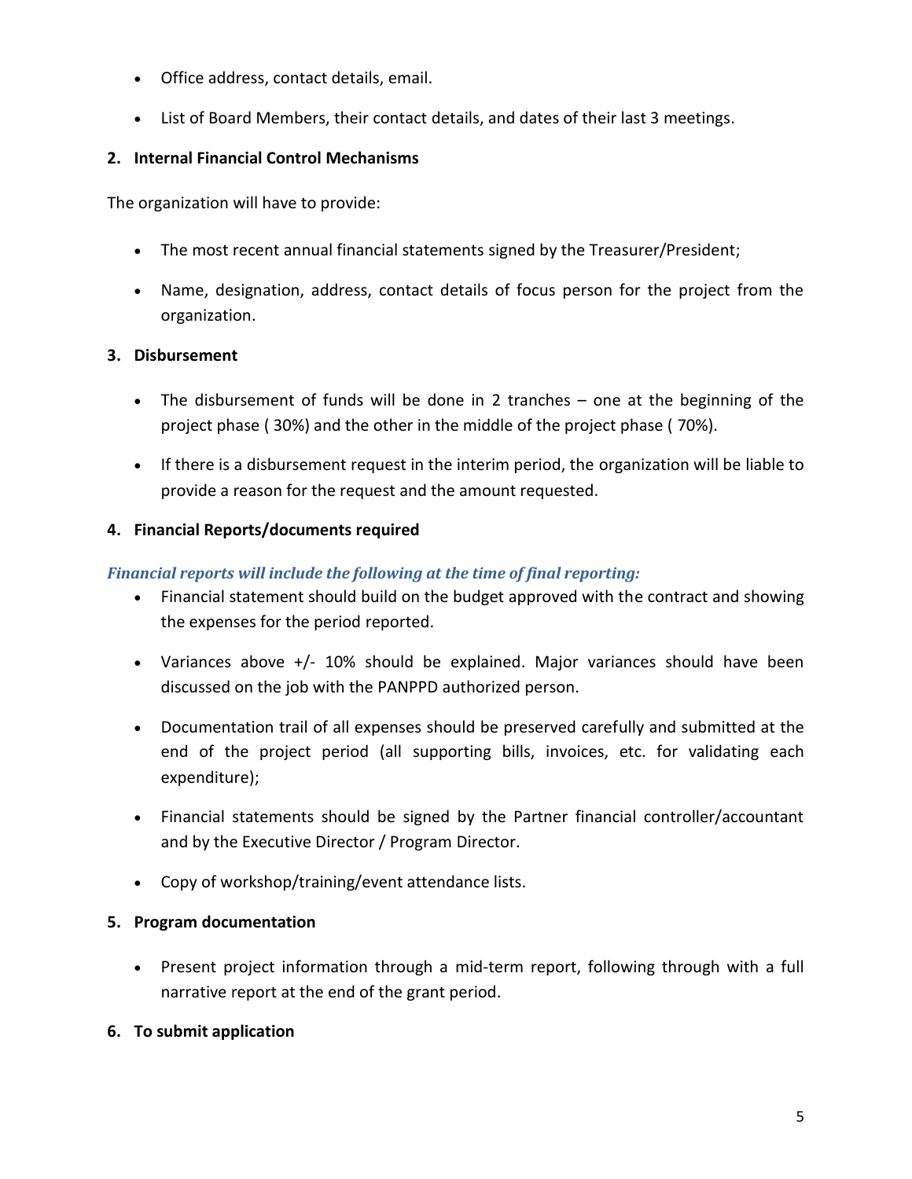- Office address, contact details, email.
- List of Board Members, their contact details, and dates of their last 3 meetings.

**2. Internal Financial Control Mechanisms**

The organization will have to provide:

- The most recent annual financial statements signed by the Treasurer/President;
- Name, designation, address, contact details of focus person for the project from the organization.

**3. Disbursement**

- The disbursement of funds will be done in 2 tranches – one at the beginning of the project phase ( 30%) and the other in the middle of the project phase ( 70%).
- If there is a disbursement request in the interim period, the organization will be liable to provide a reason for the request and the amount requested.

**4. Financial Reports/documents required**

***Financial reports will include the following at the time of final reporting:***

- Financial statement should build on the budget approved with the contract and showing the expenses for the period reported.
- Variances above +/- 10% should be explained. Major variances should have been discussed on the job with the PANPPD authorized person.
- Documentation trail of all expenses should be preserved carefully and submitted at the end of the project period (all supporting bills, invoices, etc. for validating each expenditure);
- Financial statements should be signed by the Partner financial controller/accountant and by the Executive Director / Program Director.
- Copy of workshop/training/event attendance lists.

**5. Program documentation**

- Present project information through a mid-term report, following through with a full narrative report at the end of the grant period.

**6. To submit application**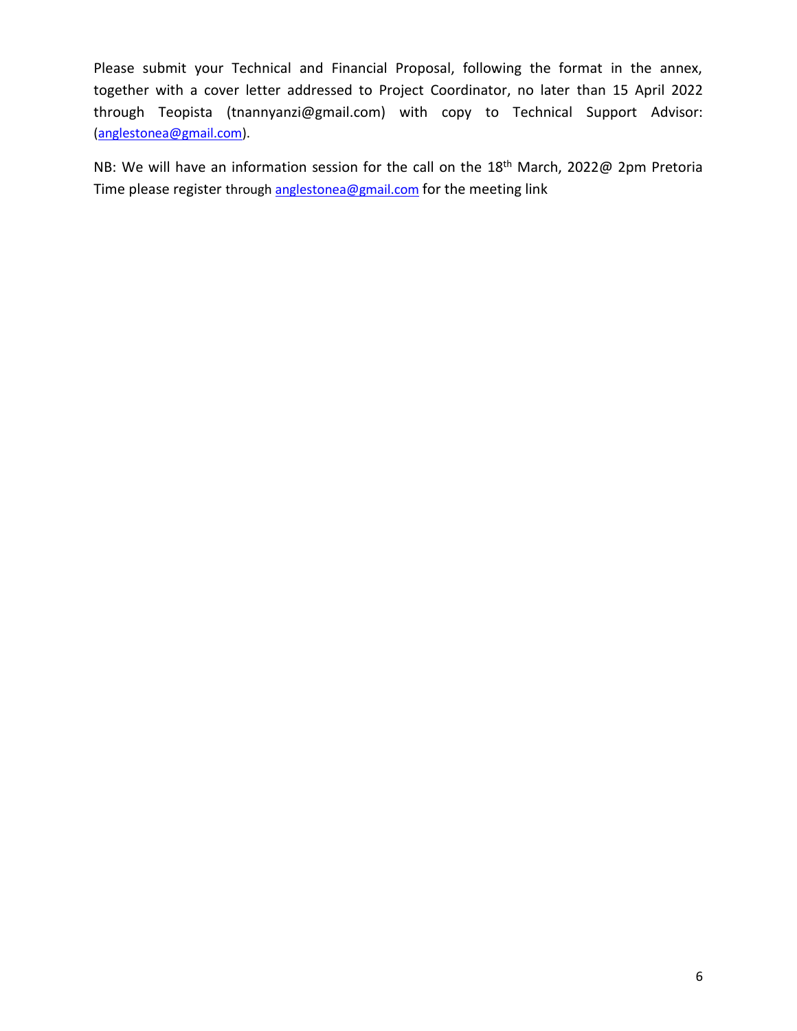Please submit your Technical and Financial Proposal, following the format in the annex, together with a cover letter addressed to Project Coordinator, no later than 15 April 2022 through Teopista (tnannyanzi@gmail.com) with copy to Technical Support Advisor: (anglestonea@gmail.com).

NB: We will have an information session for the call on the 18th March, 2022@ 2pm Pretoria Time please register through anglestonea@gmail.com for the meeting link